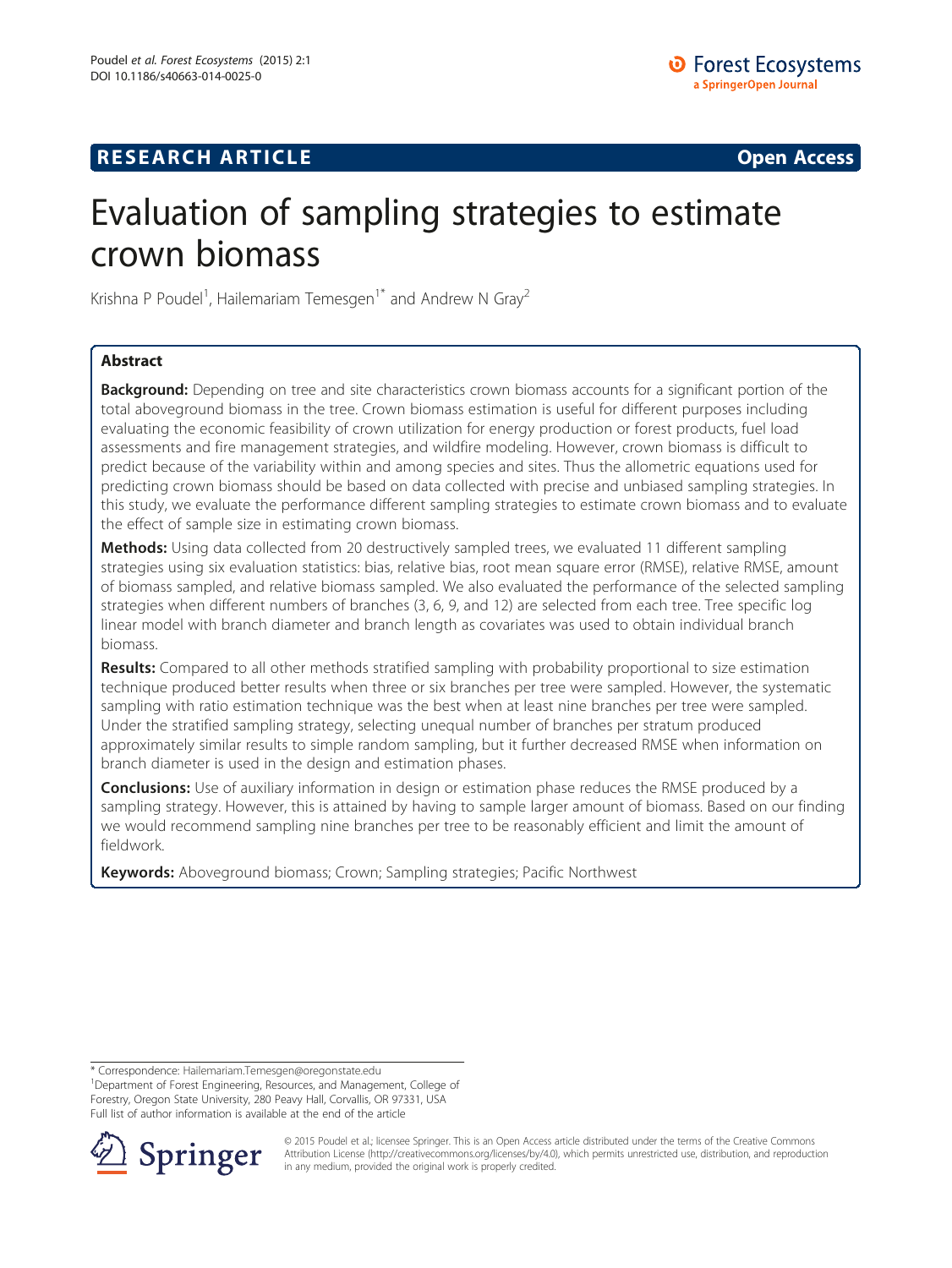RESEARCH ARTICLE

Open Access

# Evaluation of sampling strategies to estimate crown biomass

Krishna P Poudel[1], Hailemariam Temesgen[1*] and Andrew N Gray[2]

## Abstract

**Background:** Depending on tree and site characteristics crown biomass accounts for a significant portion of the total aboveground biomass in the tree. Crown biomass estimation is useful for different purposes including evaluating the economic feasibility of crown utilization for energy production or forest products, fuel load assessments and fire management strategies, and wildfire modeling. However, crown biomass is difficult to predict because of the variability within and among species and sites. Thus the allometric equations used for predicting crown biomass should be based on data collected with precise and unbiased sampling strategies. In this study, we evaluate the performance different sampling strategies to estimate crown biomass and to evaluate the effect of sample size in estimating crown biomass.

**Methods:** Using data collected from 20 destructively sampled trees, we evaluated 11 different sampling strategies using six evaluation statistics: bias, relative bias, root mean square error (RMSE), relative RMSE, amount of biomass sampled, and relative biomass sampled. We also evaluated the performance of the selected sampling strategies when different numbers of branches (3, 6, 9, and 12) are selected from each tree. Tree specific log linear model with branch diameter and branch length as covariates was used to obtain individual branch biomass.

**Results:** Compared to all other methods stratified sampling with probability proportional to size estimation technique produced better results when three or six branches per tree were sampled. However, the systematic sampling with ratio estimation technique was the best when at least nine branches per tree were sampled. Under the stratified sampling strategy, selecting unequal number of branches per stratum produced approximately similar results to simple random sampling, but it further decreased RMSE when information on branch diameter is used in the design and estimation phases.

**Conclusions:** Use of auxiliary information in design or estimation phase reduces the RMSE produced by a sampling strategy. However, this is attained by having to sample larger amount of biomass. Based on our finding we would recommend sampling nine branches per tree to be reasonably efficient and limit the amount of fieldwork.

**Keywords:** Aboveground biomass; Crown; Sampling strategies; Pacific Northwest

\* Correspondence: Hailemariam.Temesgen@oregonstate.edu
[1]Department of Forest Engineering, Resources, and Management, College of Forestry, Oregon State University, 280 Peavy Hall, Corvallis, OR 97331, USA
Full list of author information is available at the end of the article

© 2015 Poudel et al.; licensee Springer. This is an Open Access article distributed under the terms of the Creative Commons Attribution License (http://creativecommons.org/licenses/by/4.0), which permits unrestricted use, distribution, and reproduction in any medium, provided the original work is properly credited.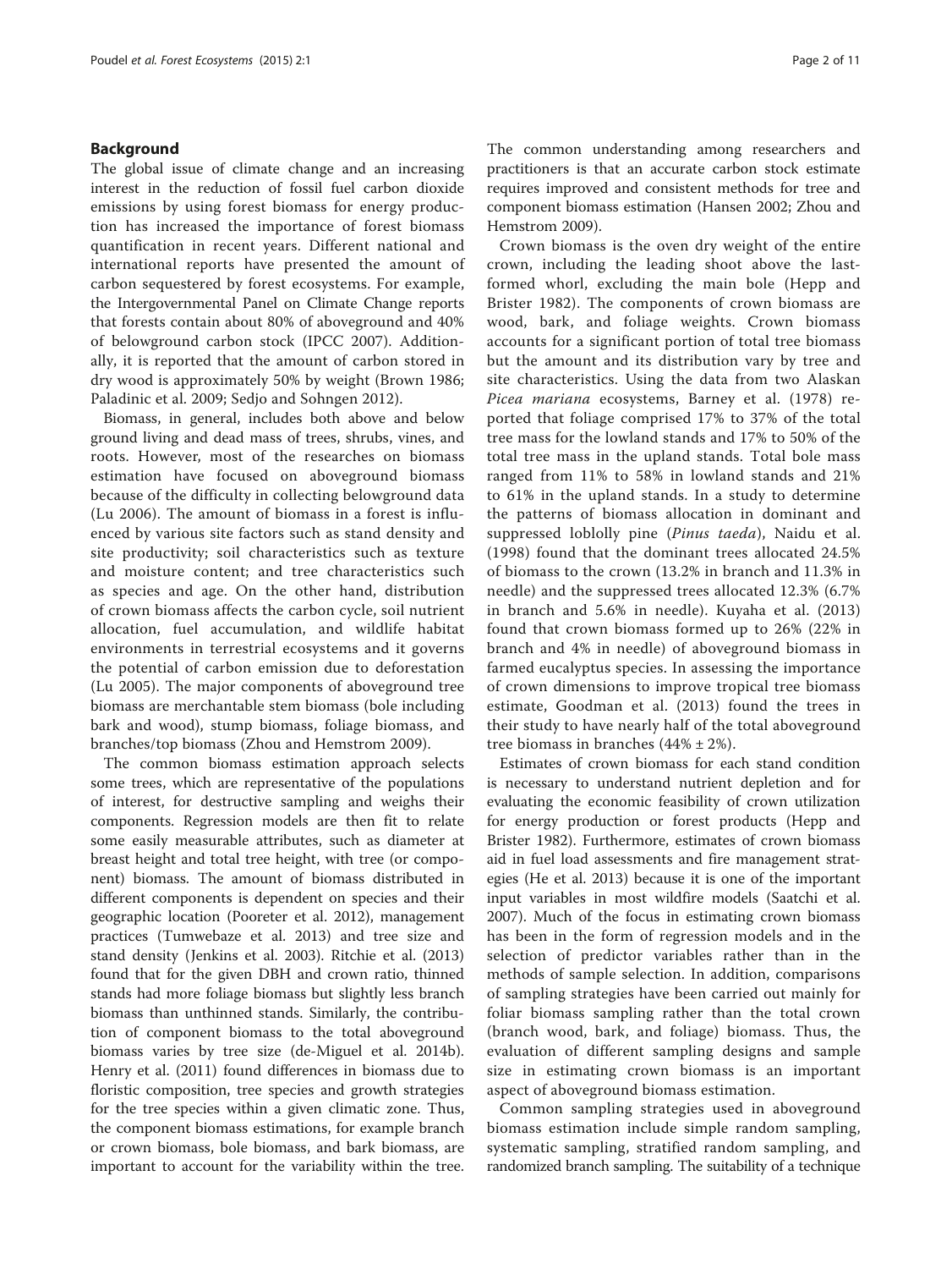## Background

The global issue of climate change and an increasing interest in the reduction of fossil fuel carbon dioxide emissions by using forest biomass for energy production has increased the importance of forest biomass quantification in recent years. Different national and international reports have presented the amount of carbon sequestered by forest ecosystems. For example, the Intergovernmental Panel on Climate Change reports that forests contain about 80% of aboveground and 40% of belowground carbon stock (IPCC 2007). Additionally, it is reported that the amount of carbon stored in dry wood is approximately 50% by weight (Brown 1986; Paladinic et al. 2009; Sedjo and Sohngen 2012).

Biomass, in general, includes both above and below ground living and dead mass of trees, shrubs, vines, and roots. However, most of the researches on biomass estimation have focused on aboveground biomass because of the difficulty in collecting belowground data (Lu 2006). The amount of biomass in a forest is influenced by various site factors such as stand density and site productivity; soil characteristics such as texture and moisture content; and tree characteristics such as species and age. On the other hand, distribution of crown biomass affects the carbon cycle, soil nutrient allocation, fuel accumulation, and wildlife habitat environments in terrestrial ecosystems and it governs the potential of carbon emission due to deforestation (Lu 2005). The major components of aboveground tree biomass are merchantable stem biomass (bole including bark and wood), stump biomass, foliage biomass, and branches/top biomass (Zhou and Hemstrom 2009).

The common biomass estimation approach selects some trees, which are representative of the populations of interest, for destructive sampling and weighs their components. Regression models are then fit to relate some easily measurable attributes, such as diameter at breast height and total tree height, with tree (or component) biomass. The amount of biomass distributed in different components is dependent on species and their geographic location (Pooreter et al. 2012), management practices (Tumwebaze et al. 2013) and tree size and stand density (Jenkins et al. 2003). Ritchie et al. (2013) found that for the given DBH and crown ratio, thinned stands had more foliage biomass but slightly less branch biomass than unthinned stands. Similarly, the contribution of component biomass to the total aboveground biomass varies by tree size (de-Miguel et al. 2014b). Henry et al. (2011) found differences in biomass due to floristic composition, tree species and growth strategies for the tree species within a given climatic zone. Thus, the component biomass estimations, for example branch or crown biomass, bole biomass, and bark biomass, are important to account for the variability within the tree. The common understanding among researchers and practitioners is that an accurate carbon stock estimate requires improved and consistent methods for tree and component biomass estimation (Hansen 2002; Zhou and Hemstrom 2009).

Crown biomass is the oven dry weight of the entire crown, including the leading shoot above the last-formed whorl, excluding the main bole (Hepp and Brister 1982). The components of crown biomass are wood, bark, and foliage weights. Crown biomass accounts for a significant portion of total tree biomass but the amount and its distribution vary by tree and site characteristics. Using the data from two Alaskan *Picea mariana* ecosystems, Barney et al. (1978) reported that foliage comprised 17% to 37% of the total tree mass for the lowland stands and 17% to 50% of the total tree mass in the upland stands. Total bole mass ranged from 11% to 58% in lowland stands and 21% to 61% in the upland stands. In a study to determine the patterns of biomass allocation in dominant and suppressed loblolly pine (*Pinus taeda*), Naidu et al. (1998) found that the dominant trees allocated 24.5% of biomass to the crown (13.2% in branch and 11.3% in needle) and the suppressed trees allocated 12.3% (6.7% in branch and 5.6% in needle). Kuyaha et al. (2013) found that crown biomass formed up to 26% (22% in branch and 4% in needle) of aboveground biomass in farmed eucalyptus species. In assessing the importance of crown dimensions to improve tropical tree biomass estimate, Goodman et al. (2013) found the trees in their study to have nearly half of the total aboveground tree biomass in branches (44% ± 2%).

Estimates of crown biomass for each stand condition is necessary to understand nutrient depletion and for evaluating the economic feasibility of crown utilization for energy production or forest products (Hepp and Brister 1982). Furthermore, estimates of crown biomass aid in fuel load assessments and fire management strategies (He et al. 2013) because it is one of the important input variables in most wildfire models (Saatchi et al. 2007). Much of the focus in estimating crown biomass has been in the form of regression models and in the selection of predictor variables rather than in the methods of sample selection. In addition, comparisons of sampling strategies have been carried out mainly for foliar biomass sampling rather than the total crown (branch wood, bark, and foliage) biomass. Thus, the evaluation of different sampling designs and sample size in estimating crown biomass is an important aspect of aboveground biomass estimation.

Common sampling strategies used in aboveground biomass estimation include simple random sampling, systematic sampling, stratified random sampling, and randomized branch sampling. The suitability of a technique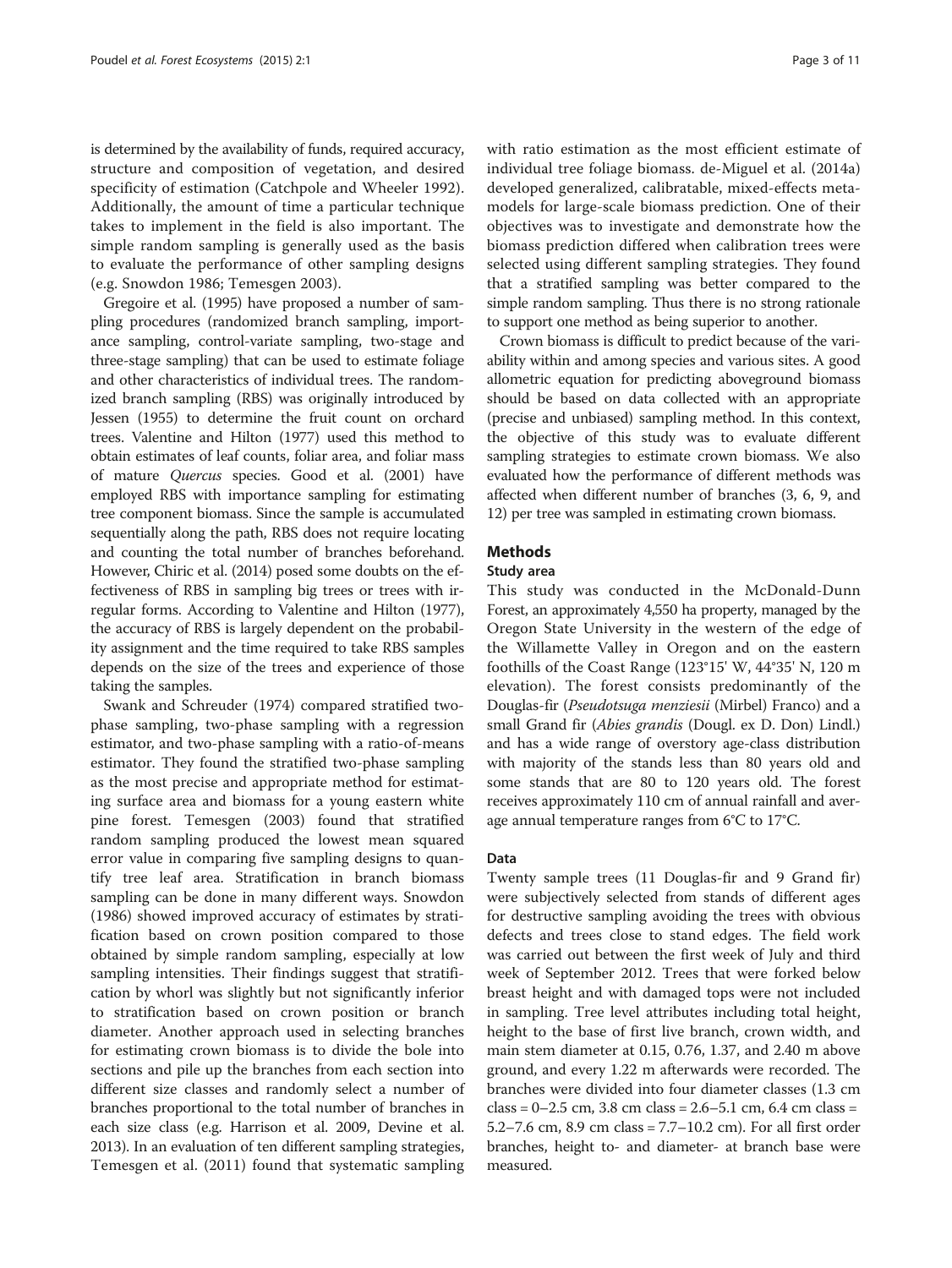is determined by the availability of funds, required accuracy, structure and composition of vegetation, and desired specificity of estimation (Catchpole and Wheeler 1992). Additionally, the amount of time a particular technique takes to implement in the field is also important. The simple random sampling is generally used as the basis to evaluate the performance of other sampling designs (e.g. Snowdon 1986; Temesgen 2003).

Gregoire et al. (1995) have proposed a number of sampling procedures (randomized branch sampling, importance sampling, control-variate sampling, two-stage and three-stage sampling) that can be used to estimate foliage and other characteristics of individual trees. The randomized branch sampling (RBS) was originally introduced by Jessen (1955) to determine the fruit count on orchard trees. Valentine and Hilton (1977) used this method to obtain estimates of leaf counts, foliar area, and foliar mass of mature *Quercus* species. Good et al. (2001) have employed RBS with importance sampling for estimating tree component biomass. Since the sample is accumulated sequentially along the path, RBS does not require locating and counting the total number of branches beforehand. However, Chiric et al. (2014) posed some doubts on the effectiveness of RBS in sampling big trees or trees with irregular forms. According to Valentine and Hilton (1977), the accuracy of RBS is largely dependent on the probability assignment and the time required to take RBS samples depends on the size of the trees and experience of those taking the samples.

Swank and Schreuder (1974) compared stratified two-phase sampling, two-phase sampling with a regression estimator, and two-phase sampling with a ratio-of-means estimator. They found the stratified two-phase sampling as the most precise and appropriate method for estimating surface area and biomass for a young eastern white pine forest. Temesgen (2003) found that stratified random sampling produced the lowest mean squared error value in comparing five sampling designs to quantify tree leaf area. Stratification in branch biomass sampling can be done in many different ways. Snowdon (1986) showed improved accuracy of estimates by stratification based on crown position compared to those obtained by simple random sampling, especially at low sampling intensities. Their findings suggest that stratification by whorl was slightly but not significantly inferior to stratification based on crown position or branch diameter. Another approach used in selecting branches for estimating crown biomass is to divide the bole into sections and pile up the branches from each section into different size classes and randomly select a number of branches proportional to the total number of branches in each size class (e.g. Harrison et al. 2009, Devine et al. 2013). In an evaluation of ten different sampling strategies, Temesgen et al. (2011) found that systematic sampling with ratio estimation as the most efficient estimate of individual tree foliage biomass. de-Miguel et al. (2014a) developed generalized, calibratable, mixed-effects meta-models for large-scale biomass prediction. One of their objectives was to investigate and demonstrate how the biomass prediction differed when calibration trees were selected using different sampling strategies. They found that a stratified sampling was better compared to the simple random sampling. Thus there is no strong rationale to support one method as being superior to another.

Crown biomass is difficult to predict because of the variability within and among species and various sites. A good allometric equation for predicting aboveground biomass should be based on data collected with an appropriate (precise and unbiased) sampling method. In this context, the objective of this study was to evaluate different sampling strategies to estimate crown biomass. We also evaluated how the performance of different methods was affected when different number of branches (3, 6, 9, and 12) per tree was sampled in estimating crown biomass.

## Methods

### Study area

This study was conducted in the McDonald-Dunn Forest, an approximately 4,550 ha property, managed by the Oregon State University in the western of the edge of the Willamette Valley in Oregon and on the eastern foothills of the Coast Range (123°15' W, 44°35' N, 120 m elevation). The forest consists predominantly of the Douglas-fir (*Pseudotsuga menziesii* (Mirbel) Franco) and a small Grand fir (*Abies grandis* (Dougl. ex D. Don) Lindl.) and has a wide range of overstory age-class distribution with majority of the stands less than 80 years old and some stands that are 80 to 120 years old. The forest receives approximately 110 cm of annual rainfall and average annual temperature ranges from 6°C to 17°C.

### Data

Twenty sample trees (11 Douglas-fir and 9 Grand fir) were subjectively selected from stands of different ages for destructive sampling avoiding the trees with obvious defects and trees close to stand edges. The field work was carried out between the first week of July and third week of September 2012. Trees that were forked below breast height and with damaged tops were not included in sampling. Tree level attributes including total height, height to the base of first live branch, crown width, and main stem diameter at 0.15, 0.76, 1.37, and 2.40 m above ground, and every 1.22 m afterwards were recorded. The branches were divided into four diameter classes (1.3 cm class = 0–2.5 cm, 3.8 cm class = 2.6–5.1 cm, 6.4 cm class = 5.2–7.6 cm, 8.9 cm class = 7.7–10.2 cm). For all first order branches, height to- and diameter- at branch base were measured.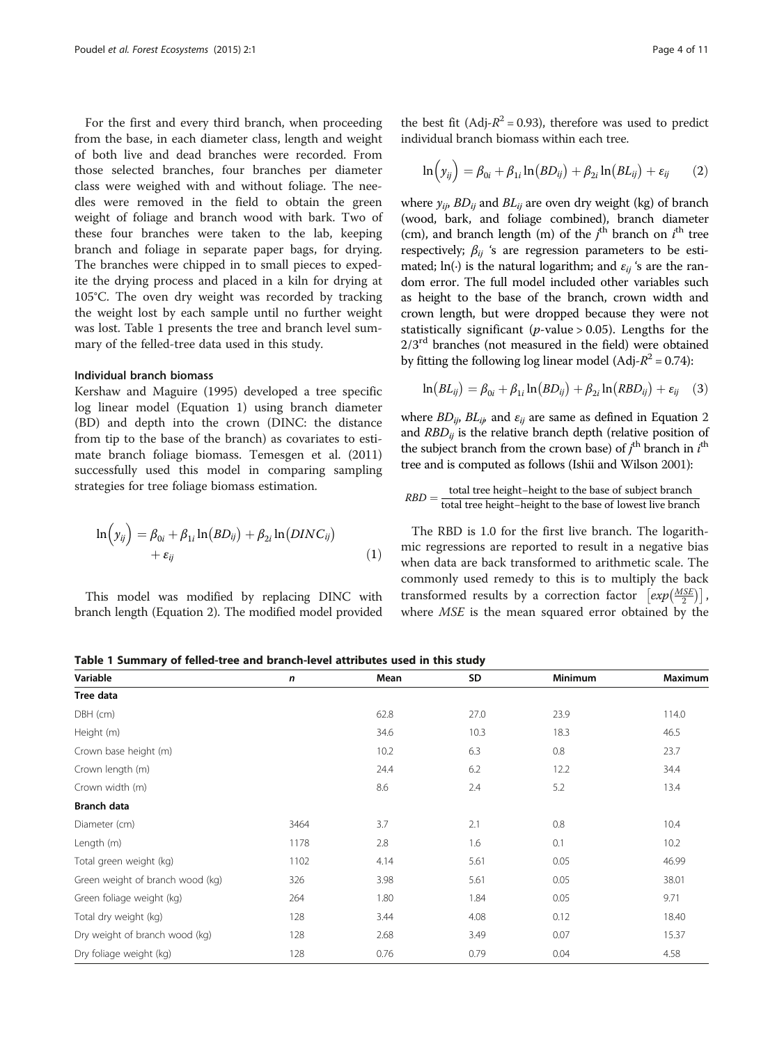For the first and every third branch, when proceeding from the base, in each diameter class, length and weight of both live and dead branches were recorded. From those selected branches, four branches per diameter class were weighed with and without foliage. The needles were removed in the field to obtain the green weight of foliage and branch wood with bark. Two of these four branches were taken to the lab, keeping branch and foliage in separate paper bags, for drying. The branches were chipped in to small pieces to expedite the drying process and placed in a kiln for drying at 105°C. The oven dry weight was recorded by tracking the weight lost by each sample until no further weight was lost. Table 1 presents the tree and branch level summary of the felled-tree data used in this study.

### Individual branch biomass

Kershaw and Maguire (1995) developed a tree specific log linear model (Equation 1) using branch diameter (BD) and depth into the crown (DINC: the distance from tip to the base of the branch) as covariates to estimate branch foliage biomass. Temesgen et al. (2011) successfully used this model in comparing sampling strategies for tree foliage biomass estimation.

$$\ln\left(y_{ij}\right) = \beta_{0i} + \beta_{1i}\ln\left(BD_{ij}\right) + \beta_{2i}\ln\left(DINC_{ij}\right) + \varepsilon_{ij} \tag{1}$$

This model was modified by replacing DINC with branch length (Equation 2). The modified model provided the best fit (Adj-$R^2$ = 0.93), therefore was used to predict individual branch biomass within each tree.

$$\ln\left(y_{ij}\right) = \beta_{0i} + \beta_{1i}\ln\left(BD_{ij}\right) + \beta_{2i}\ln\left(BL_{ij}\right) + \varepsilon_{ij} \tag{2}$$

where $y_{ij}$, $BD_{ij}$ and $BL_{ij}$ are oven dry weight (kg) of branch (wood, bark, and foliage combined), branch diameter (cm), and branch length (m) of the $j^{th}$ branch on $i^{th}$ tree respectively; $\beta_{ij}$ 's are regression parameters to be estimated; ln(·) is the natural logarithm; and $\varepsilon_{ij}$ 's are the random error. The full model included other variables such as height to the base of the branch, crown width and crown length, but were dropped because they were not statistically significant ($p$-value > 0.05). Lengths for the 2/3$^{rd}$ branches (not measured in the field) were obtained by fitting the following log linear model (Adj-$R^2$ = 0.74):

$$\ln\left(BL_{ij}\right) = \beta_{0i} + \beta_{1i}\ln\left(BD_{ij}\right) + \beta_{2i}\ln\left(RBD_{ij}\right) + \varepsilon_{ij} \tag{3}$$

where $BD_{ij}$, $BL_{ij}$, and $\varepsilon_{ij}$ are same as defined in Equation 2 and $RBD_{ij}$ is the relative branch depth (relative position of the subject branch from the crown base) of $j^{th}$ branch in $i^{th}$ tree and is computed as follows (Ishii and Wilson 2001):

$$RBD = \frac{\text{total tree height}-\text{height to the base of subject branch}}{\text{total tree height}-\text{height to the base of lowest live branch}}$$

The RBD is 1.0 for the first live branch. The logarithmic regressions are reported to result in a negative bias when data are back transformed to arithmetic scale. The commonly used remedy to this is to multiply the back transformed results by a correction factor $\left[exp\left(\frac{MSE}{2}\right)\right]$, where $MSE$ is the mean squared error obtained by the

**Table 1 Summary of felled-tree and branch-level attributes used in this study**

| Variable | *n* | Mean | SD | Minimum | Maximum |
|---|---|---|---|---|---|
| **Tree data** | | | | | |
| DBH (cm) | | 62.8 | 27.0 | 23.9 | 114.0 |
| Height (m) | | 34.6 | 10.3 | 18.3 | 46.5 |
| Crown base height (m) | | 10.2 | 6.3 | 0.8 | 23.7 |
| Crown length (m) | | 24.4 | 6.2 | 12.2 | 34.4 |
| Crown width (m) | | 8.6 | 2.4 | 5.2 | 13.4 |
| **Branch data** | | | | | |
| Diameter (cm) | 3464 | 3.7 | 2.1 | 0.8 | 10.4 |
| Length (m) | 1178 | 2.8 | 1.6 | 0.1 | 10.2 |
| Total green weight (kg) | 1102 | 4.14 | 5.61 | 0.05 | 46.99 |
| Green weight of branch wood (kg) | 326 | 3.98 | 5.61 | 0.05 | 38.01 |
| Green foliage weight (kg) | 264 | 1.80 | 1.84 | 0.05 | 9.71 |
| Total dry weight (kg) | 128 | 3.44 | 4.08 | 0.12 | 18.40 |
| Dry weight of branch wood (kg) | 128 | 2.68 | 3.49 | 0.07 | 15.37 |
| Dry foliage weight (kg) | 128 | 0.76 | 0.79 | 0.04 | 4.58 |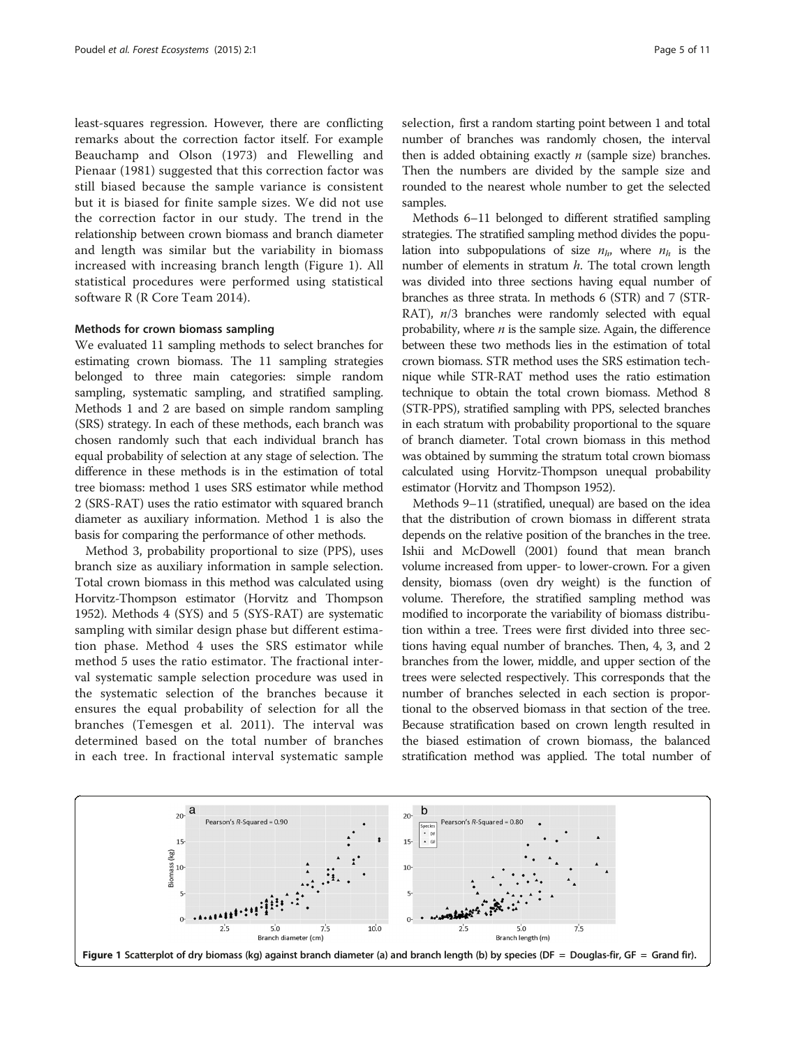least-squares regression. However, there are conflicting remarks about the correction factor itself. For example Beauchamp and Olson (1973) and Flewelling and Pienaar (1981) suggested that this correction factor was still biased because the sample variance is consistent but it is biased for finite sample sizes. We did not use the correction factor in our study. The trend in the relationship between crown biomass and branch diameter and length was similar but the variability in biomass increased with increasing branch length (Figure 1). All statistical procedures were performed using statistical software R (R Core Team 2014).

### Methods for crown biomass sampling

We evaluated 11 sampling methods to select branches for estimating crown biomass. The 11 sampling strategies belonged to three main categories: simple random sampling, systematic sampling, and stratified sampling. Methods 1 and 2 are based on simple random sampling (SRS) strategy. In each of these methods, each branch was chosen randomly such that each individual branch has equal probability of selection at any stage of selection. The difference in these methods is in the estimation of total tree biomass: method 1 uses SRS estimator while method 2 (SRS-RAT) uses the ratio estimator with squared branch diameter as auxiliary information. Method 1 is also the basis for comparing the performance of other methods.

Method 3, probability proportional to size (PPS), uses branch size as auxiliary information in sample selection. Total crown biomass in this method was calculated using Horvitz-Thompson estimator (Horvitz and Thompson 1952). Methods 4 (SYS) and 5 (SYS-RAT) are systematic sampling with similar design phase but different estimation phase. Method 4 uses the SRS estimator while method 5 uses the ratio estimator. The fractional interval systematic sample selection procedure was used in the systematic selection of the branches because it ensures the equal probability of selection for all the branches (Temesgen et al. 2011). The interval was determined based on the total number of branches in each tree. In fractional interval systematic sample selection, first a random starting point between 1 and total number of branches was randomly chosen, the interval then is added obtaining exactly $n$ (sample size) branches. Then the numbers are divided by the sample size and rounded to the nearest whole number to get the selected samples.

Methods 6–11 belonged to different stratified sampling strategies. The stratified sampling method divides the population into subpopulations of size $n_h$, where $n_h$ is the number of elements in stratum $h$. The total crown length was divided into three sections having equal number of branches as three strata. In methods 6 (STR) and 7 (STR-RAT), $n/3$ branches were randomly selected with equal probability, where $n$ is the sample size. Again, the difference between these two methods lies in the estimation of total crown biomass. STR method uses the SRS estimation technique while STR-RAT method uses the ratio estimation technique to obtain the total crown biomass. Method 8 (STR-PPS), stratified sampling with PPS, selected branches in each stratum with probability proportional to the square of branch diameter. Total crown biomass in this method was obtained by summing the stratum total crown biomass calculated using Horvitz-Thompson unequal probability estimator (Horvitz and Thompson 1952).

Methods 9–11 (stratified, unequal) are based on the idea that the distribution of crown biomass in different strata depends on the relative position of the branches in the tree. Ishii and McDowell (2001) found that mean branch volume increased from upper- to lower-crown. For a given density, biomass (oven dry weight) is the function of volume. Therefore, the stratified sampling method was modified to incorporate the variability of biomass distribution within a tree. Trees were first divided into three sections having equal number of branches. Then, 4, 3, and 2 branches from the lower, middle, and upper section of the trees were selected respectively. This corresponds that the number of branches selected in each section is proportional to the observed biomass in that section of the tree. Because stratification based on crown length resulted in the biased estimation of crown biomass, the balanced stratification method was applied. The total number of

**Figure 1 Scatterplot of dry biomass (kg) against branch diameter (a) and branch length (b) by species (DF = Douglas-fir, GF = Grand fir).**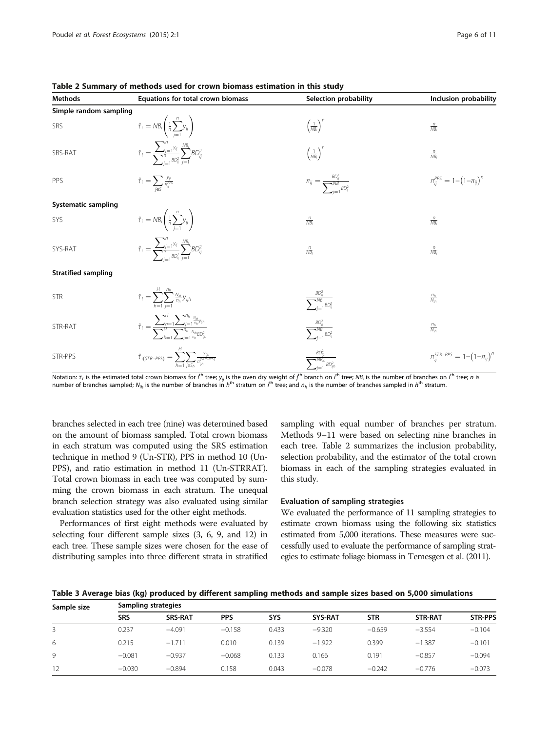**Table 2 Summary of methods used for crown biomass estimation in this study**

| Methods | Equations for total crown biomass | Selection probability | Inclusion probability |
|---|---|---|---|
| **Simple random sampling** | | | |
| SRS | $\hat{\tau}_i = NB_i\left(\frac{1}{n}\sum_{j=1}^{n} y_{ij}\right)$ | $\left(\frac{1}{NB_i}\right)^n$ | $\frac{n}{NB_i}$ |
| SRS-RAT | $\hat{\tau}_i = \frac{\sum_{j=1}^{n} y_{ij}}{\sum_{j=1}^{n} BD_{ij}^2}\sum_{j=1}^{NB_i} BD_{ij}^2$ | $\left(\frac{1}{NB_i}\right)^n$ | $\frac{n}{NB_i}$ |
| PPS | $\hat{\tau}_i = \sum_{j\in S}\frac{y_{ij}}{\pi_{ij}^{PPS}}$ | $\pi_{ij} = \frac{BD_{ij}^2}{\sum_{j=1}^{NB} BD_{ij}^2}$ | $\pi_{ij}^{PPS} = 1-\left(1-\pi_{ij}\right)^n$ |
| **Systematic sampling** | | | |
| SYS | $\hat{\tau}_i = NB_i\left(\frac{1}{n}\sum_{j=1}^{n} y_{ij}\right)$ | $\frac{n}{NB_i}$ | $\frac{n}{NB_i}$ |
| SYS-RAT | $\hat{\tau}_i = \frac{\sum_{j=1}^{n} y_{ij}}{\sum_{j=1}^{n} BD_{ij}^2}\sum_{j=1}^{NB_i} BD_{ij}^2$ | $\frac{n}{NB_i}$ | $\frac{n}{NB_i}$ |
| **Stratified sampling** | | | |
| STR | $\hat{\tau}_i = \sum_{h=1}^{H}\sum_{j=1}^{n_h}\frac{N_{ih}}{n_h} y_{ijh}$ | $\frac{BD_{ij}^2}{\sum_{j=1}^{NB} BD_{ij}^2}$ | $\frac{n_h}{N_{ih}}$ |
| STR-RAT | $\hat{\tau}_i = \frac{\sum_{h=1}^{H}\sum_{j=1}^{n_h}\frac{N_{ih}}{n_h} y_{ijh}}{\sum_{h=1}^{H}\sum_{j=1}^{n_h}\frac{N_{ih}}{n_h} BD_{ijh}^2}$ | $\frac{BD_{ij}^2}{\sum_{j=1}^{NB} BD_{ij}^2}$ | $\frac{n_h}{N_{ih}}$ |
| STR-PPS | $\hat{\tau}_{i(STR-PPS)} = \sum_{h=1}^{H}\sum_{j\in S_h}\frac{y_{ijh}}{\pi_{ijh}^{(STR-PPS)}}$ | $\frac{BD_{ijh}^2}{\sum_{j=1}^{NB_{ih}} BD_{ijh}^2}$ | $\pi_{ij}^{STR-PPS} = 1-\left(1-\pi_{ij}\right)^n$ |

Notation: $\hat{\tau}_i$ is the estimated total crown biomass for $i^{th}$ tree; $y_{ij}$ is the oven dry weight of $j^{th}$ branch on $i^{th}$ tree; $NB_i$ is the number of branches on $i^{th}$ tree; $n$ is number of branches sampled; $N_{ih}$ is the number of branches in $h^{th}$ stratum on $i^{th}$ tree; and $n_h$ is the number of branches sampled in $h^{th}$ stratum.

branches selected in each tree (nine) was determined based on the amount of biomass sampled. Total crown biomass in each stratum was computed using the SRS estimation technique in method 9 (Un-STR), PPS in method 10 (Un-PPS), and ratio estimation in method 11 (Un-STRRAT). Total crown biomass in each tree was computed by summing the crown biomass in each stratum. The unequal branch selection strategy was also evaluated using similar evaluation statistics used for the other eight methods.

Performances of first eight methods were evaluated by selecting four different sample sizes (3, 6, 9, and 12) in each tree. These sample sizes were chosen for the ease of distributing samples into three different strata in stratified sampling with equal number of branches per stratum. Methods 9–11 were based on selecting nine branches in each tree. Table 2 summarizes the inclusion probability, selection probability, and the estimator of the total crown biomass in each of the sampling strategies evaluated in this study.

### Evaluation of sampling strategies

We evaluated the performance of 11 sampling strategies to estimate crown biomass using the following six statistics estimated from 5,000 iterations. These measures were successfully used to evaluate the performance of sampling strategies to estimate foliage biomass in Temesgen et al. (2011).

**Table 3 Average bias (kg) produced by different sampling methods and sample sizes based on 5,000 simulations**

| Sample size | Sampling strategies | | | | | | | |
|---|---|---|---|---|---|---|---|---|
| | SRS | SRS-RAT | PPS | SYS | SYS-RAT | STR | STR-RAT | STR-PPS |
| 3 | 0.237 | −4.091 | −0.158 | 0.433 | −9.320 | −0.659 | −3.554 | −0.104 |
| 6 | 0.215 | −1.711 | 0.010 | 0.139 | −1.922 | 0.399 | −1.387 | −0.101 |
| 9 | −0.081 | −0.937 | −0.068 | 0.133 | 0.166 | 0.191 | −0.857 | −0.094 |
| 12 | −0.030 | −0.894 | 0.158 | 0.043 | −0.078 | −0.242 | −0.776 | −0.073 |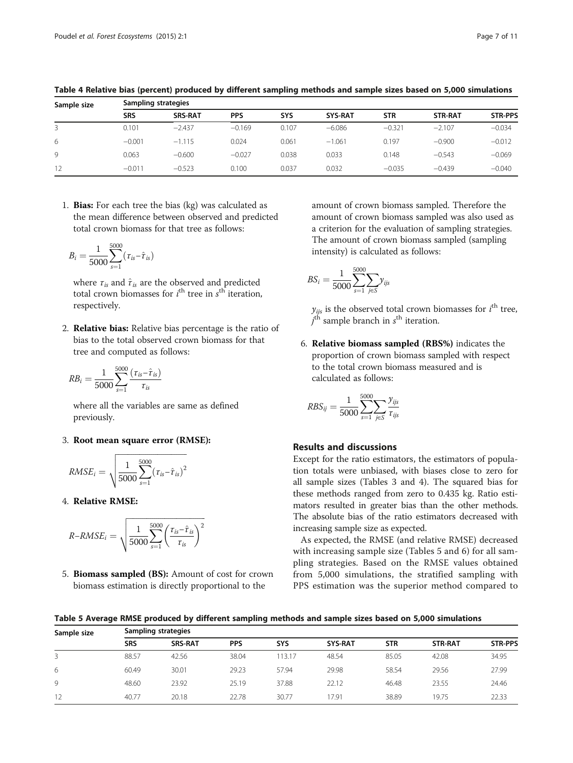**Table 4 Relative bias (percent) produced by different sampling methods and sample sizes based on 5,000 simulations**

| Sample size | Sampling strategies | | | | | | | |
|---|---|---|---|---|---|---|---|---|
| | SRS | SRS-RAT | PPS | SYS | SYS-RAT | STR | STR-RAT | STR-PPS |
| 3 | 0.101 | −2.437 | −0.169 | 0.107 | −6.086 | −0.321 | −2.107 | −0.034 |
| 6 | −0.001 | −1.115 | 0.024 | 0.061 | −1.061 | 0.197 | −0.900 | −0.012 |
| 9 | 0.063 | −0.600 | −0.027 | 0.038 | 0.033 | 0.148 | −0.543 | −0.069 |
| 12 | −0.011 | −0.523 | 0.100 | 0.037 | 0.032 | −0.035 | −0.439 | −0.040 |

1. **Bias:** For each tree the bias (kg) was calculated as the mean difference between observed and predicted total crown biomass for that tree as follows:

$$B_i = \frac{1}{5000}\sum_{s=1}^{5000}\left(\tau_{is} - \hat{\tau}_{is}\right)$$

where $\tau_{is}$ and $\hat{\tau}_{is}$ are the observed and predicted total crown biomasses for $i^{th}$ tree in $s^{th}$ iteration, respectively.

2. **Relative bias:** Relative bias percentage is the ratio of bias to the total observed crown biomass for that tree and computed as follows:

$$RB_i = \frac{1}{5000}\sum_{s=1}^{5000}\frac{\left(\tau_{is} - \hat{\tau}_{is}\right)}{\tau_{is}}$$

where all the variables are same as defined previously.

3. **Root mean square error (RMSE):**

$$RMSE_i = \sqrt{\frac{1}{5000}\sum_{s=1}^{5000}\left(\tau_{is} - \hat{\tau}_{is}\right)^2}$$

4. **Relative RMSE:**

$$R\text{–}RMSE_i = \sqrt{\frac{1}{5000}\sum_{s=1}^{5000}\left(\frac{\tau_{is} - \hat{\tau}_{is}}{\tau_{is}}\right)^2}$$

5. **Biomass sampled (BS):** Amount of cost for crown biomass estimation is directly proportional to the amount of crown biomass sampled. Therefore the amount of crown biomass sampled was also used as a criterion for the evaluation of sampling strategies. The amount of crown biomass sampled (sampling intensity) is calculated as follows:

$$BS_i = \frac{1}{5000}\sum_{s=1}^{5000}\sum_{j\in S} y_{ijs}$$

$y_{ijs}$ is the observed total crown biomasses for $i^{th}$ tree, $j^{th}$ sample branch in $s^{th}$ iteration.

6. **Relative biomass sampled (RBS%)** indicates the proportion of crown biomass sampled with respect to the total crown biomass measured and is calculated as follows:

$$RBS_{ij} = \frac{1}{5000}\sum_{s=1}^{5000}\sum_{j\in S}\frac{y_{ijs}}{\tau_{ijs}}$$

## Results and discussions

Except for the ratio estimators, the estimators of population totals were unbiased, with biases close to zero for all sample sizes (Tables 3 and 4). The squared bias for these methods ranged from zero to 0.435 kg. Ratio estimators resulted in greater bias than the other methods. The absolute bias of the ratio estimators decreased with increasing sample size as expected.

As expected, the RMSE (and relative RMSE) decreased with increasing sample size (Tables 5 and 6) for all sampling strategies. Based on the RMSE values obtained from 5,000 simulations, the stratified sampling with PPS estimation was the superior method compared to

**Table 5 Average RMSE produced by different sampling methods and sample sizes based on 5,000 simulations**

| Sample size | Sampling strategies | | | | | | | |
|---|---|---|---|---|---|---|---|---|
| | SRS | SRS-RAT | PPS | SYS | SYS-RAT | STR | STR-RAT | STR-PPS |
| 3 | 88.57 | 42.56 | 38.04 | 113.17 | 48.54 | 85.05 | 42.08 | 34.95 |
| 6 | 60.49 | 30.01 | 29.23 | 57.94 | 29.98 | 58.54 | 29.56 | 27.99 |
| 9 | 48.60 | 23.92 | 25.19 | 37.88 | 22.12 | 46.48 | 23.55 | 24.46 |
| 12 | 40.77 | 20.18 | 22.78 | 30.77 | 17.91 | 38.89 | 19.75 | 22.33 |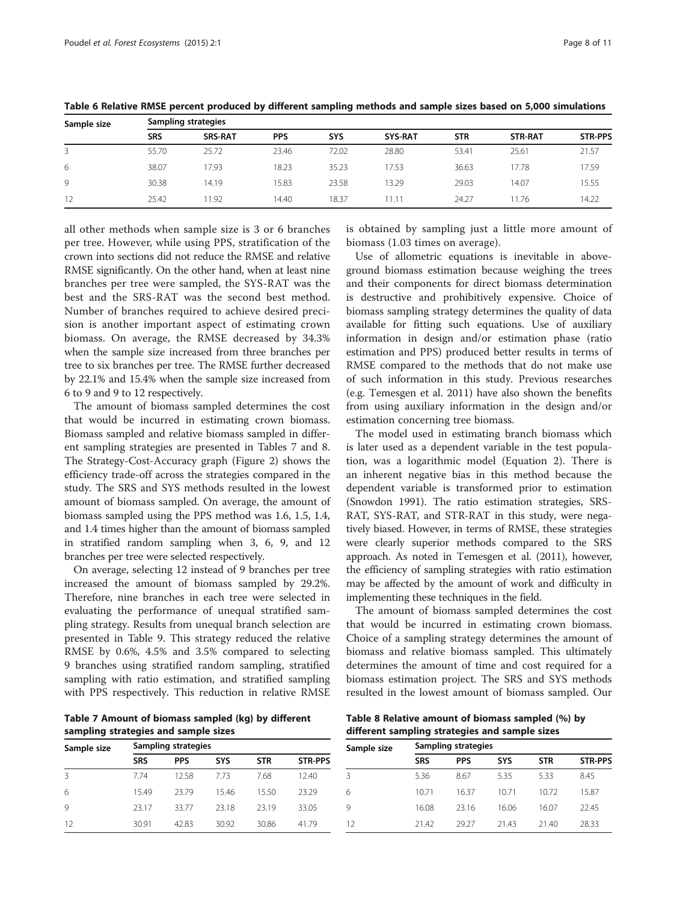Table 6 Relative RMSE percent produced by different sampling methods and sample sizes based on 5,000 simulations

| Sample size | Sampling strategies | | | | | | | |
|---|---|---|---|---|---|---|---|---|
| | SRS | SRS-RAT | PPS | SYS | SYS-RAT | STR | STR-RAT | STR-PPS |
| 3 | 55.70 | 25.72 | 23.46 | 72.02 | 28.80 | 53.41 | 25.61 | 21.57 |
| 6 | 38.07 | 17.93 | 18.23 | 35.23 | 17.53 | 36.63 | 17.78 | 17.59 |
| 9 | 30.38 | 14.19 | 15.83 | 23.58 | 13.29 | 29.03 | 14.07 | 15.55 |
| 12 | 25.42 | 11.92 | 14.40 | 18.37 | 11.11 | 24.27 | 11.76 | 14.22 |

all other methods when sample size is 3 or 6 branches per tree. However, while using PPS, stratification of the crown into sections did not reduce the RMSE and relative RMSE significantly. On the other hand, when at least nine branches per tree were sampled, the SYS-RAT was the best and the SRS-RAT was the second best method. Number of branches required to achieve desired precision is another important aspect of estimating crown biomass. On average, the RMSE decreased by 34.3% when the sample size increased from three branches per tree to six branches per tree. The RMSE further decreased by 22.1% and 15.4% when the sample size increased from 6 to 9 and 9 to 12 respectively.

The amount of biomass sampled determines the cost that would be incurred in estimating crown biomass. Biomass sampled and relative biomass sampled in different sampling strategies are presented in Tables 7 and 8. The Strategy-Cost-Accuracy graph (Figure 2) shows the efficiency trade-off across the strategies compared in the study. The SRS and SYS methods resulted in the lowest amount of biomass sampled. On average, the amount of biomass sampled using the PPS method was 1.6, 1.5, 1.4, and 1.4 times higher than the amount of biomass sampled in stratified random sampling when 3, 6, 9, and 12 branches per tree were selected respectively.

On average, selecting 12 instead of 9 branches per tree increased the amount of biomass sampled by 29.2%. Therefore, nine branches in each tree were selected in evaluating the performance of unequal stratified sampling strategy. Results from unequal branch selection are presented in Table 9. This strategy reduced the relative RMSE by 0.6%, 4.5% and 3.5% compared to selecting 9 branches using stratified random sampling, stratified sampling with ratio estimation, and stratified sampling with PPS respectively. This reduction in relative RMSE is obtained by sampling just a little more amount of biomass (1.03 times on average).

Use of allometric equations is inevitable in aboveground biomass estimation because weighing the trees and their components for direct biomass determination is destructive and prohibitively expensive. Choice of biomass sampling strategy determines the quality of data available for fitting such equations. Use of auxiliary information in design and/or estimation phase (ratio estimation and PPS) produced better results in terms of RMSE compared to the methods that do not make use of such information in this study. Previous researches (e.g. Temesgen et al. 2011) have also shown the benefits from using auxiliary information in the design and/or estimation concerning tree biomass.

The model used in estimating branch biomass which is later used as a dependent variable in the test population, was a logarithmic model (Equation 2). There is an inherent negative bias in this method because the dependent variable is transformed prior to estimation (Snowdon 1991). The ratio estimation strategies, SRS-RAT, SYS-RAT, and STR-RAT in this study, were negatively biased. However, in terms of RMSE, these strategies were clearly superior methods compared to the SRS approach. As noted in Temesgen et al. (2011), however, the efficiency of sampling strategies with ratio estimation may be affected by the amount of work and difficulty in implementing these techniques in the field.

The amount of biomass sampled determines the cost that would be incurred in estimating crown biomass. Choice of a sampling strategy determines the amount of biomass and relative biomass sampled. This ultimately determines the amount of time and cost required for a biomass estimation project. The SRS and SYS methods resulted in the lowest amount of biomass sampled. Our

Table 7 Amount of biomass sampled (kg) by different sampling strategies and sample sizes

| Sample size | Sampling strategies | | | | |
|---|---|---|---|---|---|
| | SRS | PPS | SYS | STR | STR-PPS |
| 3 | 7.74 | 12.58 | 7.73 | 7.68 | 12.40 |
| 6 | 15.49 | 23.79 | 15.46 | 15.50 | 23.29 |
| 9 | 23.17 | 33.77 | 23.18 | 23.19 | 33.05 |
| 12 | 30.91 | 42.83 | 30.92 | 30.86 | 41.79 |

Table 8 Relative amount of biomass sampled (%) by different sampling strategies and sample sizes

| Sample size | Sampling strategies | | | | |
|---|---|---|---|---|---|
| | SRS | PPS | SYS | STR | STR-PPS |
| 3 | 5.36 | 8.67 | 5.35 | 5.33 | 8.45 |
| 6 | 10.71 | 16.37 | 10.71 | 10.72 | 15.87 |
| 9 | 16.08 | 23.16 | 16.06 | 16.07 | 22.45 |
| 12 | 21.42 | 29.27 | 21.43 | 21.40 | 28.33 |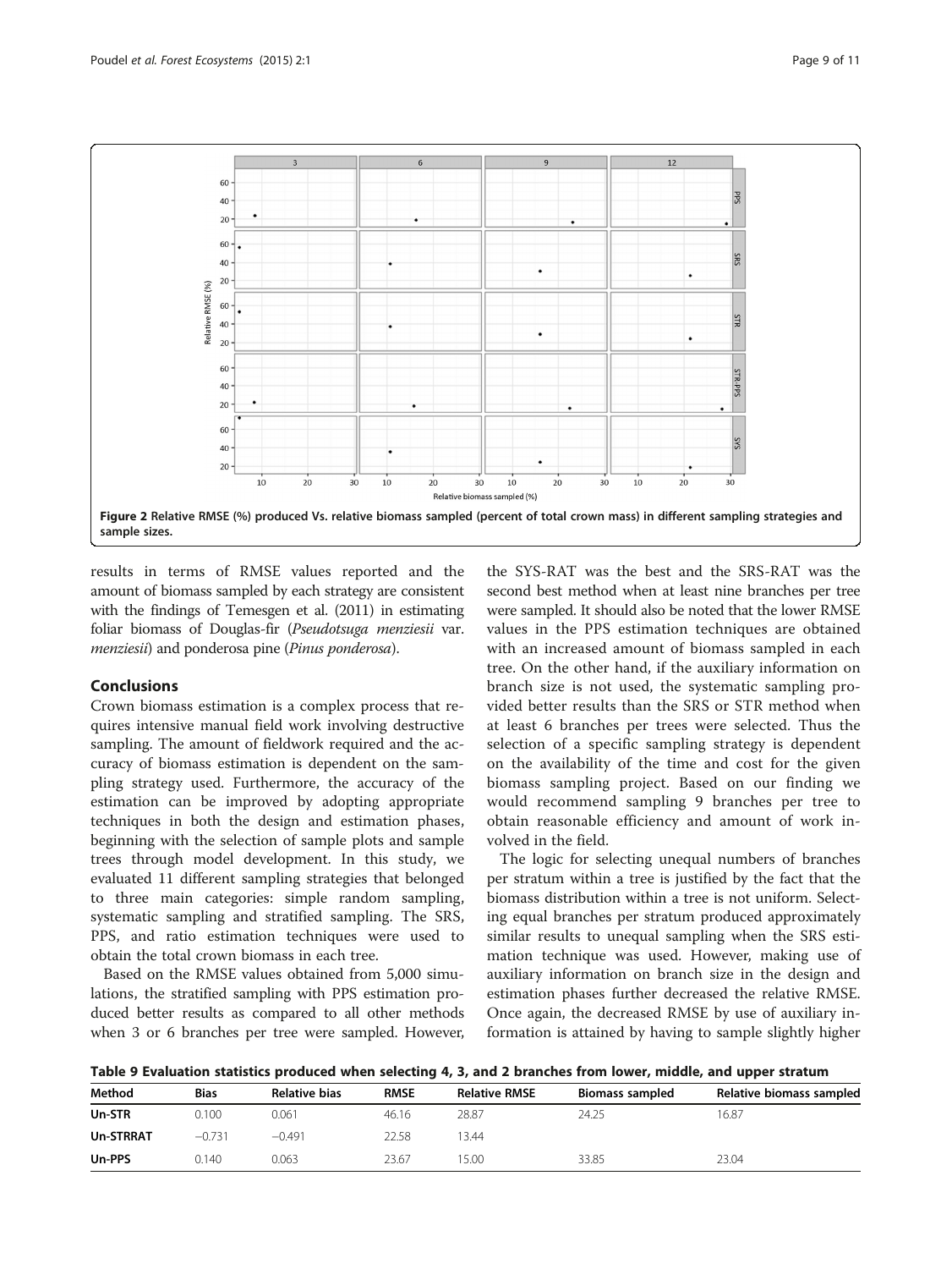**Figure 2 Relative RMSE (%) produced Vs. relative biomass sampled (percent of total crown mass) in different sampling strategies and sample sizes.**

results in terms of RMSE values reported and the amount of biomass sampled by each strategy are consistent with the findings of Temesgen et al. (2011) in estimating foliar biomass of Douglas-fir (*Pseudotsuga menziesii* var. *menziesii*) and ponderosa pine (*Pinus ponderosa*).

## Conclusions

Crown biomass estimation is a complex process that requires intensive manual field work involving destructive sampling. The amount of fieldwork required and the accuracy of biomass estimation is dependent on the sampling strategy used. Furthermore, the accuracy of the estimation can be improved by adopting appropriate techniques in both the design and estimation phases, beginning with the selection of sample plots and sample trees through model development. In this study, we evaluated 11 different sampling strategies that belonged to three main categories: simple random sampling, systematic sampling and stratified sampling. The SRS, PPS, and ratio estimation techniques were used to obtain the total crown biomass in each tree.

Based on the RMSE values obtained from 5,000 simulations, the stratified sampling with PPS estimation produced better results as compared to all other methods when 3 or 6 branches per tree were sampled. However, the SYS-RAT was the best and the SRS-RAT was the second best method when at least nine branches per tree were sampled. It should also be noted that the lower RMSE values in the PPS estimation techniques are obtained with an increased amount of biomass sampled in each tree. On the other hand, if the auxiliary information on branch size is not used, the systematic sampling provided better results than the SRS or STR method when at least 6 branches per trees were selected. Thus the selection of a specific sampling strategy is dependent on the availability of the time and cost for the given biomass sampling project. Based on our finding we would recommend sampling 9 branches per tree to obtain reasonable efficiency and amount of work involved in the field.

The logic for selecting unequal numbers of branches per stratum within a tree is justified by the fact that the biomass distribution within a tree is not uniform. Selecting equal branches per stratum produced approximately similar results to unequal sampling when the SRS estimation technique was used. However, making use of auxiliary information on branch size in the design and estimation phases further decreased the relative RMSE. Once again, the decreased RMSE by use of auxiliary information is attained by having to sample slightly higher

**Table 9 Evaluation statistics produced when selecting 4, 3, and 2 branches from lower, middle, and upper stratum**

| Method | Bias | Relative bias | RMSE | Relative RMSE | Biomass sampled | Relative biomass sampled |
|---|---|---|---|---|---|---|
| **Un-STR** | 0.100 | 0.061 | 46.16 | 28.87 | 24.25 | 16.87 |
| **Un-STRRAT** | −0.731 | −0.491 | 22.58 | 13.44 | | |
| **Un-PPS** | 0.140 | 0.063 | 23.67 | 15.00 | 33.85 | 23.04 |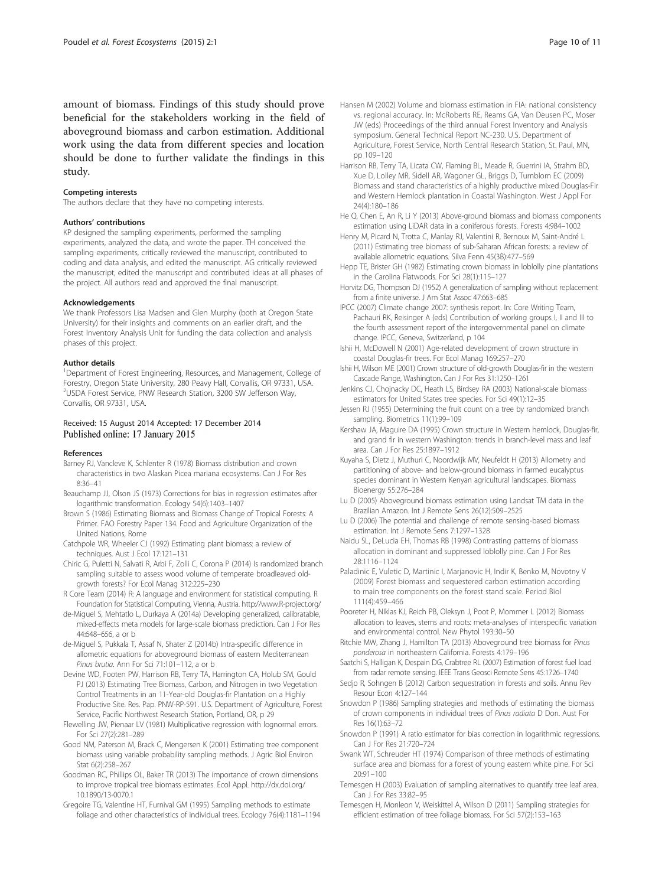amount of biomass. Findings of this study should prove beneficial for the stakeholders working in the field of aboveground biomass and carbon estimation. Additional work using the data from different species and location should be done to further validate the findings in this study.

#### Competing interests
The authors declare that they have no competing interests.

#### Authors' contributions
KP designed the sampling experiments, performed the sampling experiments, analyzed the data, and wrote the paper. TH conceived the sampling experiments, critically reviewed the manuscript, contributed to coding and data analysis, and edited the manuscript. AG critically reviewed the manuscript, edited the manuscript and contributed ideas at all phases of the project. All authors read and approved the final manuscript.

#### Acknowledgements
We thank Professors Lisa Madsen and Glen Murphy (both at Oregon State University) for their insights and comments on an earlier draft, and the Forest Inventory Analysis Unit for funding the data collection and analysis phases of this project.

#### Author details
[1]Department of Forest Engineering, Resources, and Management, College of Forestry, Oregon State University, 280 Peavy Hall, Corvallis, OR 97331, USA. [2]USDA Forest Service, PNW Research Station, 3200 SW Jefferson Way, Corvallis, OR 97331, USA.

Received: 15 August 2014 Accepted: 17 December 2014
Published online: 17 January 2015

#### References

Barney RJ, Vancleve K, Schlenter R (1978) Biomass distribution and crown characteristics in two Alaskan Picea mariana ecosystems. Can J For Res 8:36–41

Beauchamp JJ, Olson JS (1973) Corrections for bias in regression estimates after logarithmic transformation. Ecology 54(6):1403–1407

Brown S (1986) Estimating Biomass and Biomass Change of Tropical Forests: A Primer. FAO Forestry Paper 134. Food and Agriculture Organization of the United Nations, Rome

Catchpole WR, Wheeler CJ (1992) Estimating plant biomass: a review of techniques. Aust J Ecol 17:121–131

Chiric G, Puletti N, Salvati R, Arbi F, Zolli C, Corona P (2014) Is randomized branch sampling suitable to assess wood volume of temperate broadleaved old-growth forests? For Ecol Manag 312:225–230

R Core Team (2014) R: A language and environment for statistical computing. R Foundation for Statistical Computing, Vienna, Austria. http://www.R-project.org/

de-Miguel S, Mehtatlo L, Durkaya A (2014a) Developing generalized, calibratable, mixed-effects meta models for large-scale biomass prediction. Can J For Res 44:648–656, a or b

de-Miguel S, Pukkala T, Assaf N, Shater Z (2014b) Intra-specific difference in allometric equations for aboveground biomass of eastern Mediterranean *Pinus brutia*. Ann For Sci 71:101–112, a or b

Devine WD, Footen PW, Harrison RB, Terry TA, Harrington CA, Holub SM, Gould PJ (2013) Estimating Tree Biomass, Carbon, and Nitrogen in two Vegetation Control Treatments in an 11-Year-old Douglas-fir Plantation on a Highly Productive Site. Res. Pap. PNW-RP-591. U.S. Department of Agriculture, Forest Service, Pacific Northwest Research Station, Portland, OR, p 29

Flewelling JW, Pienaar LV (1981) Multiplicative regression with lognormal errors. For Sci 27(2):281–289

Good NM, Paterson M, Brack C, Mengersen K (2001) Estimating tree component biomass using variable probability sampling methods. J Agric Biol Environ Stat 6(2):258–267

Goodman RC, Phillips OL, Baker TR (2013) The importance of crown dimensions to improve tropical tree biomass estimates. Ecol Appl. http://dx.doi.org/10.1890/13-0070.1

Gregoire TG, Valentine HT, Furnival GM (1995) Sampling methods to estimate foliage and other characteristics of individual trees. Ecology 76(4):1181–1194

Hansen M (2002) Volume and biomass estimation in FIA: national consistency vs. regional accuracy. In: McRoberts RE, Reams GA, Van Deusen PC, Moser JW (eds) Proceedings of the third annual Forest Inventory and Analysis symposium. General Technical Report NC-230. U.S. Department of Agriculture, Forest Service, North Central Research Station, St. Paul, MN, pp 109–120

Harrison RB, Terry TA, Licata CW, Flaming BL, Meade R, Guerrini IA, Strahm BD, Xue D, Lolley MR, Sidell AR, Wagoner GL, Briggs D, Turnblom EC (2009) Biomass and stand characteristics of a highly productive mixed Douglas-Fir and Western Hemlock plantation in Coastal Washington. West J Appl For 24(4):180–186

He Q, Chen E, An R, Li Y (2013) Above-ground biomass and biomass components estimation using LiDAR data in a coniferous forests. Forests 4:984–1002

Henry M, Picard N, Trotta C, Manlay RJ, Valentini R, Bernoux M, Saint-André L (2011) Estimating tree biomass of sub-Saharan African forests: a review of available allometric equations. Silva Fenn 45(3B):477–569

Hepp TE, Brister GH (1982) Estimating crown biomass in loblolly pine plantations in the Carolina Flatwoods. For Sci 28(1):115–127

Horvitz DG, Thompson DJ (1952) A generalization of sampling without replacement from a finite universe. J Am Stat Assoc 47:663–685

IPCC (2007) Climate change 2007: synthesis report. In: Core Writing Team, Pachauri RK, Reisinger A (eds) Contribution of working groups I, II and III to the fourth assessment report of the intergovernmental panel on climate change. IPCC, Geneva, Switzerland, p 104

Ishii H, McDowell N (2001) Age-related development of crown structure in coastal Douglas-fir trees. For Ecol Manag 169:257–270

Ishii H, Wilson ME (2001) Crown structure of old-growth Douglas-fir in the western Cascade Range, Washington. Can J For Res 31:1250–1261

Jenkins CJ, Chojnacky DC, Heath LS, Birdsey RA (2003) National-scale biomass estimators for United States tree species. For Sci 49(1):12–35

Jessen RJ (1955) Determining the fruit count on a tree by randomized branch sampling. Biometrics 11(1):99–109

Kershaw JA, Maguire DA (1995) Crown structure in Western hemlock, Douglas-fir, and grand fir in western Washington: trends in branch-level mass and leaf area. Can J For Res 25:1897–1912

Kuyaha S, Dietz J, Muthuri C, Noordwijk MV, Neufeldt H (2013) Allometry and partitioning of above- and below-ground biomass in farmed eucalyptus species dominant in Western Kenyan agricultural landscapes. Biomass Bioenergy 55:276–284

Lu D (2005) Aboveground biomass estimation using Landsat TM data in the Brazilian Amazon. Int J Remote Sens 26(12):509–2525

Lu D (2006) The potential and challenge of remote sensing-based biomass estimation. Int J Remote Sens 7:1297–1328

Naidu SL, DeLucia EH, Thomas RB (1998) Contrasting patterns of biomass allocation in dominant and suppressed loblolly pine. Can J For Res 28:1116–1124

Paladinic E, Vuletic D, Martinic I, Marjanovic H, Indir K, Benko M, Novotny V (2009) Forest biomass and sequestered carbon estimation according to main tree components on the forest stand scale. Period Biol 111(4):459–466

Pooreter H, NIklas KJ, Reich PB, Oleksyn J, Poot P, Mommer L (2012) Biomass allocation to leaves, stems and roots: meta-analyses of interspecific variation and environmental control. New Phytol 193:30–50

Ritchie MW, Zhang J, Hamilton TA (2013) Aboveground tree biomass for *Pinus ponderosa* in northeastern California. Forests 4:179–196

Saatchi S, Halligan K, Despain DG, Crabtree RL (2007) Estimation of forest fuel load from radar remote sensing. IEEE Trans Geosci Remote Sens 45:1726–1740

Sedjo R, Sohngen B (2012) Carbon sequestration in forests and soils. Annu Rev Resour Econ 4:127–144

Snowdon P (1986) Sampling strategies and methods of estimating the biomass of crown components in individual trees of *Pinus radiata* D Don. Aust For Res 16(1):63–72

Snowdon P (1991) A ratio estimator for bias correction in logarithmic regressions. Can J For Res 21:720–724

Swank WT, Schreuder HT (1974) Comparison of three methods of estimating surface area and biomass for a forest of young eastern white pine. For Sci 20:91–100

Temesgen H (2003) Evaluation of sampling alternatives to quantify tree leaf area. Can J For Res 33:82–95

Temesgen H, Monleon V, Weiskittel A, Wilson D (2011) Sampling strategies for efficient estimation of tree foliage biomass. For Sci 57(2):153–163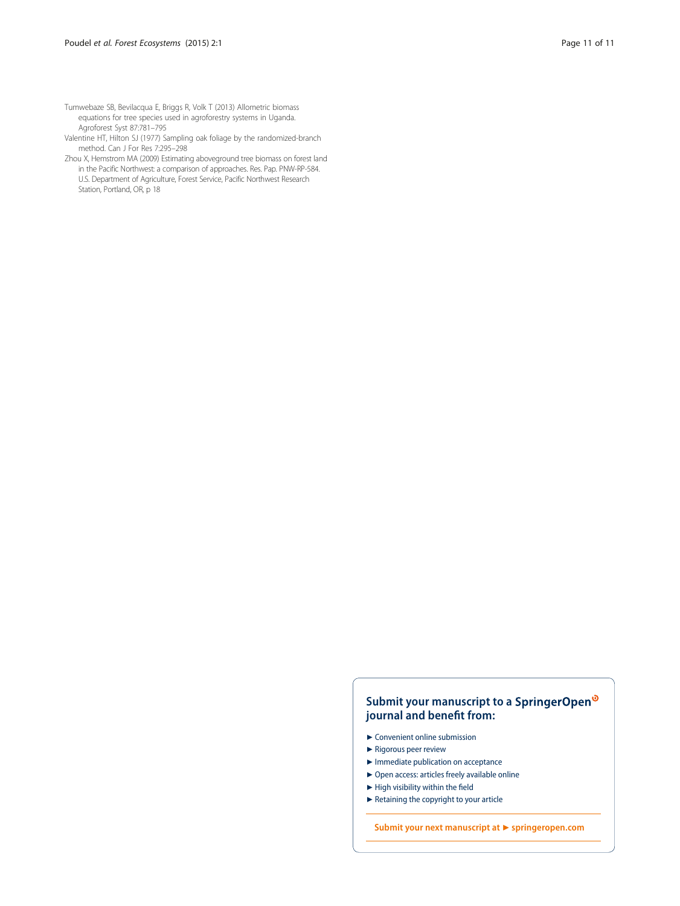Tumwebaze SB, Bevilacqua E, Briggs R, Volk T (2013) Allometric biomass equations for tree species used in agroforestry systems in Uganda. Agroforest Syst 87:781–795

Valentine HT, Hilton SJ (1977) Sampling oak foliage by the randomized-branch method. Can J For Res 7:295–298

Zhou X, Hemstrom MA (2009) Estimating aboveground tree biomass on forest land in the Pacific Northwest: a comparison of approaches. Res. Pap. PNW-RP-584. U.S. Department of Agriculture, Forest Service, Pacific Northwest Research Station, Portland, OR, p 18

**Submit your manuscript to a SpringerOpen journal and benefit from:**

- ► Convenient online submission
- ► Rigorous peer review
- ► Immediate publication on acceptance
- ► Open access: articles freely available online
- ► High visibility within the field
- ► Retaining the copyright to your article

**Submit your next manuscript at ► springeropen.com**